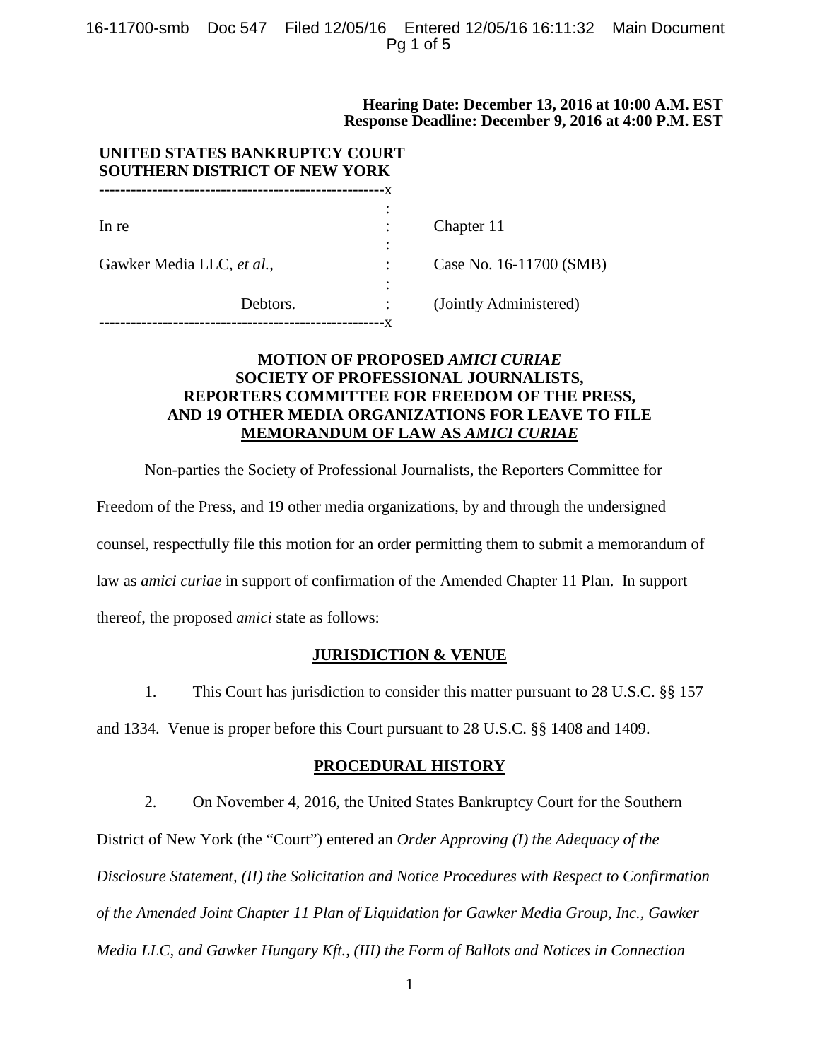**Hearing Date: December 13, 2016 at 10:00 A.M. EST**
**Response Deadline: December 9, 2016 at 4:00 P.M. EST**

**UNITED STATES BANKRUPTCY COURT**
**SOUTHERN DISTRICT OF NEW YORK**

| | | |
|---|---|---|
| In re | : | Chapter 11 |
| Gawker Media LLC, *et al.*, | : | Case No. 16-11700 (SMB) |
| Debtors. | : | (Jointly Administered) |

**MOTION OF PROPOSED *AMICI CURIAE* SOCIETY OF PROFESSIONAL JOURNALISTS, REPORTERS COMMITTEE FOR FREEDOM OF THE PRESS, AND 19 OTHER MEDIA ORGANIZATIONS FOR LEAVE TO FILE MEMORANDUM OF LAW AS *AMICI CURIAE***

Non-parties the Society of Professional Journalists, the Reporters Committee for Freedom of the Press, and 19 other media organizations, by and through the undersigned counsel, respectfully file this motion for an order permitting them to submit a memorandum of law as *amici curiae* in support of confirmation of the Amended Chapter 11 Plan. In support thereof, the proposed *amici* state as follows:

## JURISDICTION & VENUE

1. This Court has jurisdiction to consider this matter pursuant to 28 U.S.C. §§ 157 and 1334. Venue is proper before this Court pursuant to 28 U.S.C. §§ 1408 and 1409.

## PROCEDURAL HISTORY

2. On November 4, 2016, the United States Bankruptcy Court for the Southern District of New York (the "Court") entered an *Order Approving (I) the Adequacy of the Disclosure Statement, (II) the Solicitation and Notice Procedures with Respect to Confirmation of the Amended Joint Chapter 11 Plan of Liquidation for Gawker Media Group, Inc., Gawker Media LLC, and Gawker Hungary Kft., (III) the Form of Ballots and Notices in Connection*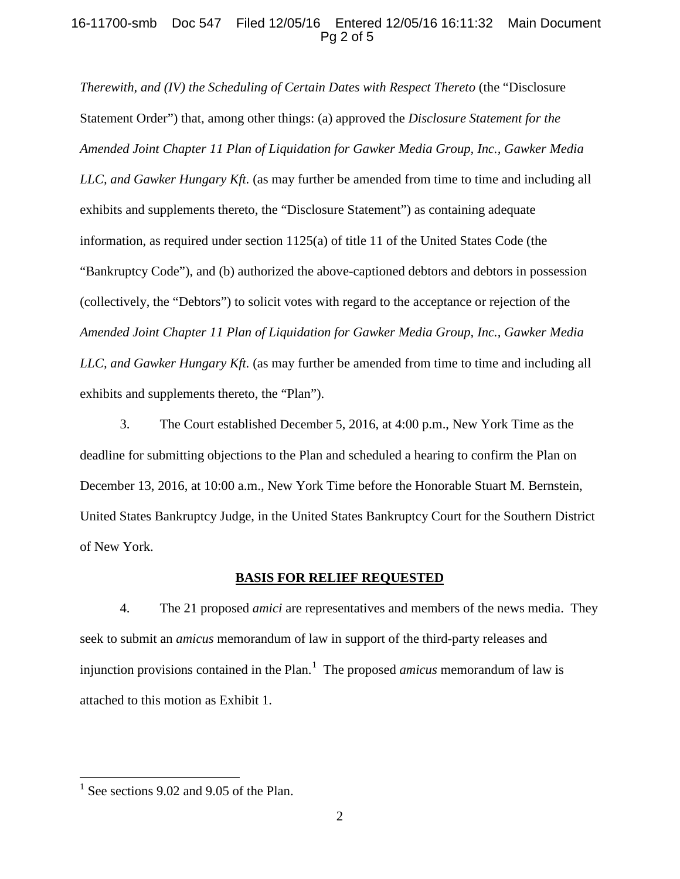*Therewith, and (IV) the Scheduling of Certain Dates with Respect Thereto* (the "Disclosure Statement Order") that, among other things: (a) approved the *Disclosure Statement for the Amended Joint Chapter 11 Plan of Liquidation for Gawker Media Group, Inc., Gawker Media LLC, and Gawker Hungary Kft.* (as may further be amended from time to time and including all exhibits and supplements thereto, the "Disclosure Statement") as containing adequate information, as required under section 1125(a) of title 11 of the United States Code (the "Bankruptcy Code"), and (b) authorized the above-captioned debtors and debtors in possession (collectively, the "Debtors") to solicit votes with regard to the acceptance or rejection of the *Amended Joint Chapter 11 Plan of Liquidation for Gawker Media Group, Inc., Gawker Media LLC, and Gawker Hungary Kft.* (as may further be amended from time to time and including all exhibits and supplements thereto, the "Plan").

3. The Court established December 5, 2016, at 4:00 p.m., New York Time as the deadline for submitting objections to the Plan and scheduled a hearing to confirm the Plan on December 13, 2016, at 10:00 a.m., New York Time before the Honorable Stuart M. Bernstein, United States Bankruptcy Judge, in the United States Bankruptcy Court for the Southern District of New York.

**BASIS FOR RELIEF REQUESTED**

4. The 21 proposed *amici* are representatives and members of the news media. They seek to submit an *amicus* memorandum of law in support of the third-party releases and injunction provisions contained in the Plan.[1] The proposed *amicus* memorandum of law is attached to this motion as Exhibit 1.

[1] See sections 9.02 and 9.05 of the Plan.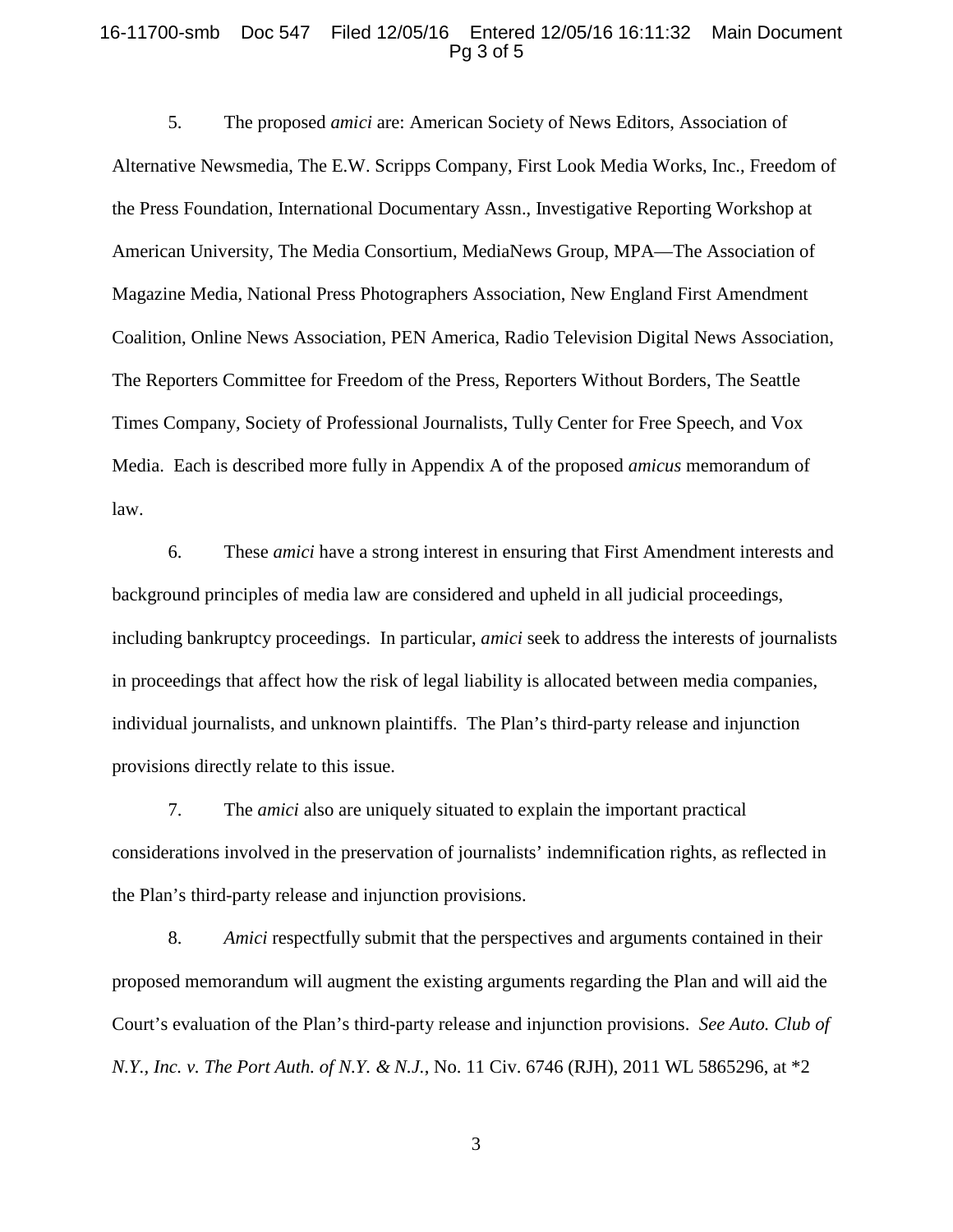5. The proposed *amici* are: American Society of News Editors, Association of Alternative Newsmedia, The E.W. Scripps Company, First Look Media Works, Inc., Freedom of the Press Foundation, International Documentary Assn., Investigative Reporting Workshop at American University, The Media Consortium, MediaNews Group, MPA—The Association of Magazine Media, National Press Photographers Association, New England First Amendment Coalition, Online News Association, PEN America, Radio Television Digital News Association, The Reporters Committee for Freedom of the Press, Reporters Without Borders, The Seattle Times Company, Society of Professional Journalists, Tully Center for Free Speech, and Vox Media. Each is described more fully in Appendix A of the proposed *amicus* memorandum of law.

6. These *amici* have a strong interest in ensuring that First Amendment interests and background principles of media law are considered and upheld in all judicial proceedings, including bankruptcy proceedings. In particular, *amici* seek to address the interests of journalists in proceedings that affect how the risk of legal liability is allocated between media companies, individual journalists, and unknown plaintiffs. The Plan's third-party release and injunction provisions directly relate to this issue.

7. The *amici* also are uniquely situated to explain the important practical considerations involved in the preservation of journalists' indemnification rights, as reflected in the Plan's third-party release and injunction provisions.

8. *Amici* respectfully submit that the perspectives and arguments contained in their proposed memorandum will augment the existing arguments regarding the Plan and will aid the Court's evaluation of the Plan's third-party release and injunction provisions. *See Auto. Club of N.Y., Inc. v. The Port Auth. of N.Y. & N.J.*, No. 11 Civ. 6746 (RJH), 2011 WL 5865296, at *2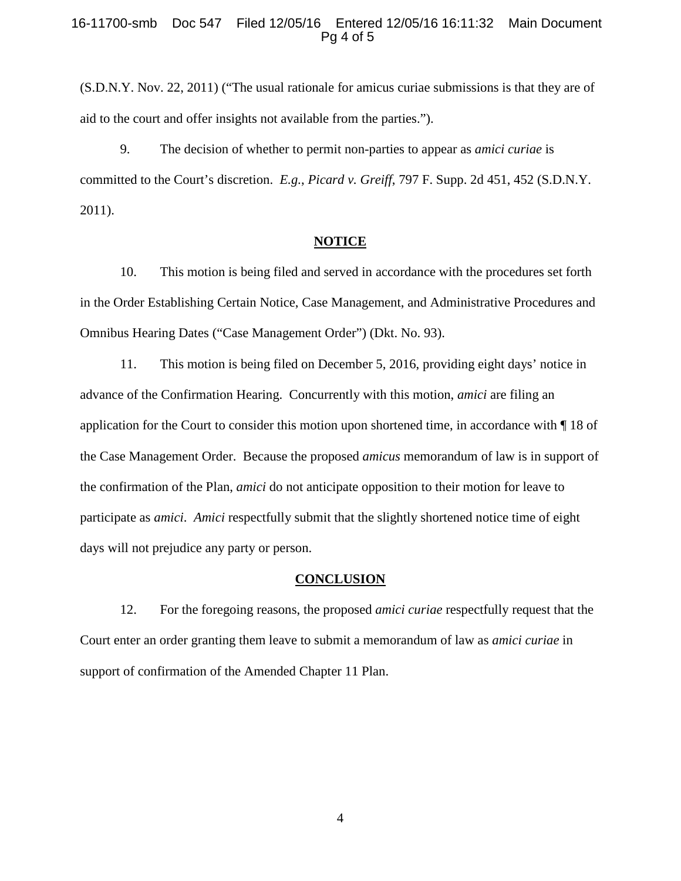(S.D.N.Y. Nov. 22, 2011) ("The usual rationale for amicus curiae submissions is that they are of aid to the court and offer insights not available from the parties.").

9. The decision of whether to permit non-parties to appear as *amici curiae* is committed to the Court's discretion. *E.g.*, *Picard v. Greiff*, 797 F. Supp. 2d 451, 452 (S.D.N.Y. 2011).

## NOTICE

10. This motion is being filed and served in accordance with the procedures set forth in the Order Establishing Certain Notice, Case Management, and Administrative Procedures and Omnibus Hearing Dates ("Case Management Order") (Dkt. No. 93).

11. This motion is being filed on December 5, 2016, providing eight days' notice in advance of the Confirmation Hearing. Concurrently with this motion, *amici* are filing an application for the Court to consider this motion upon shortened time, in accordance with ¶ 18 of the Case Management Order. Because the proposed *amicus* memorandum of law is in support of the confirmation of the Plan, *amici* do not anticipate opposition to their motion for leave to participate as *amici*. *Amici* respectfully submit that the slightly shortened notice time of eight days will not prejudice any party or person.

## CONCLUSION

12. For the foregoing reasons, the proposed *amici curiae* respectfully request that the Court enter an order granting them leave to submit a memorandum of law as *amici curiae* in support of confirmation of the Amended Chapter 11 Plan.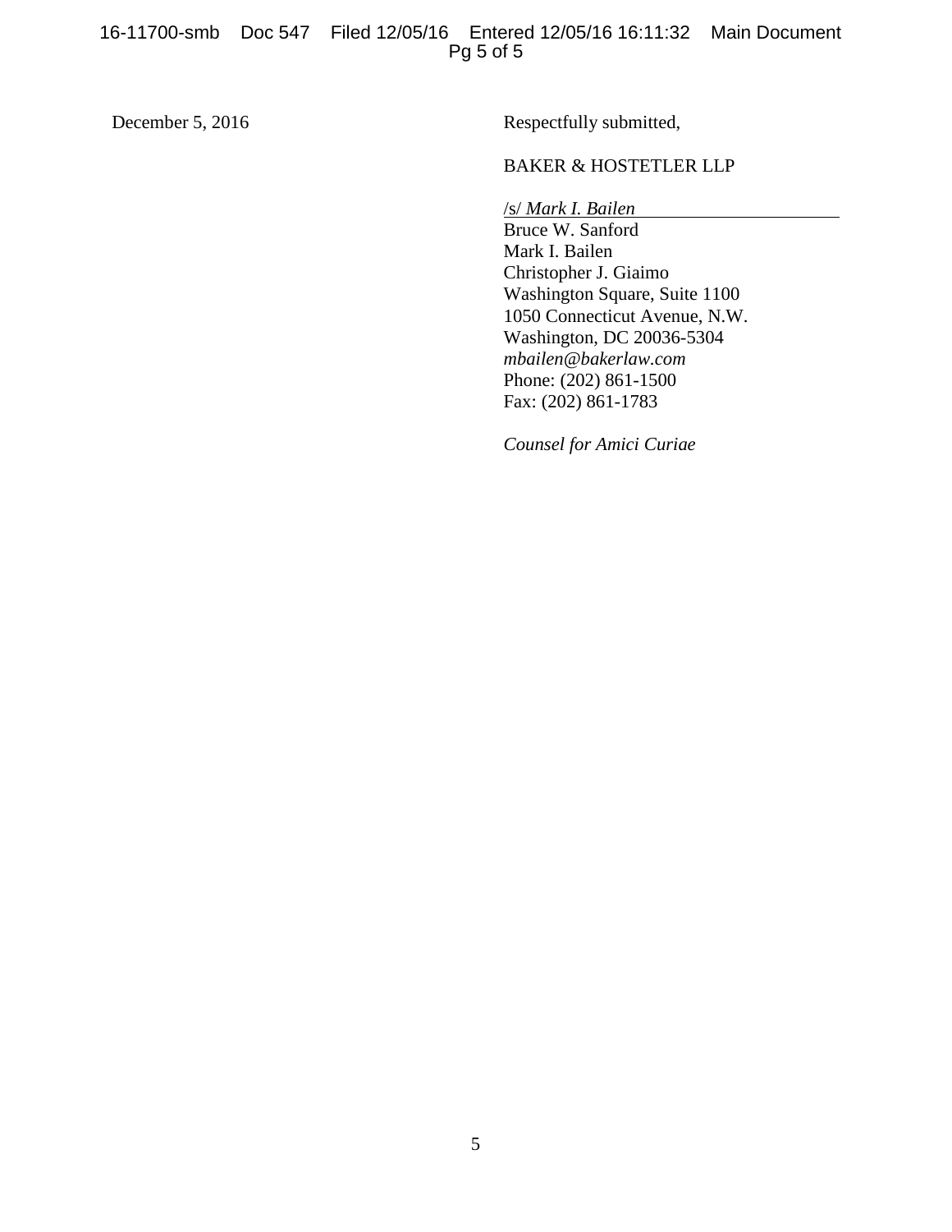December 5, 2016

Respectfully submitted,

BAKER & HOSTETLER LLP

/s/ *Mark I. Bailen*
Bruce W. Sanford
Mark I. Bailen
Christopher J. Giaimo
Washington Square, Suite 1100
1050 Connecticut Avenue, N.W.
Washington, DC 20036-5304
*mbailen@bakerlaw.com*
Phone: (202) 861-1500
Fax: (202) 861-1783

*Counsel for Amici Curiae*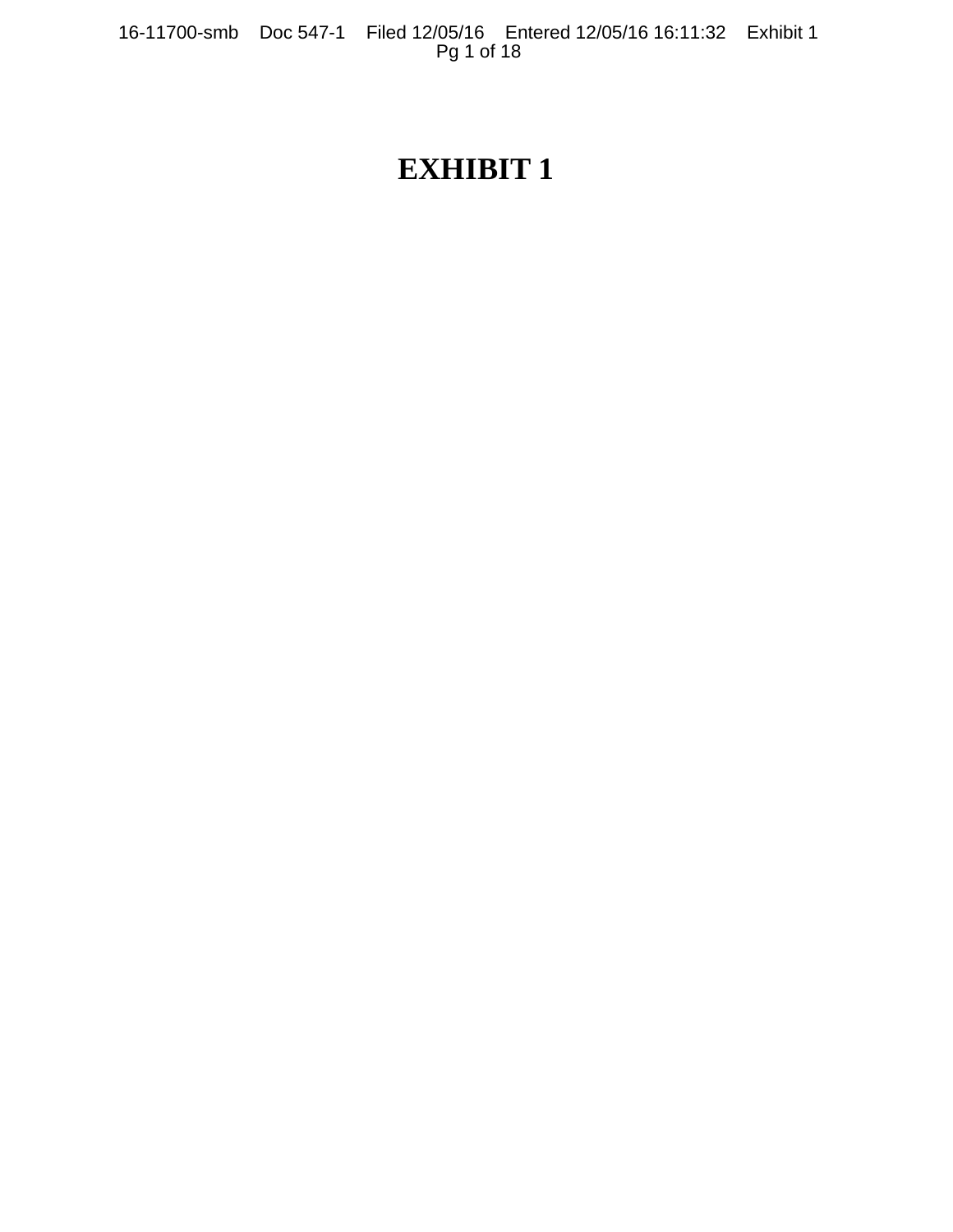# EXHIBIT 1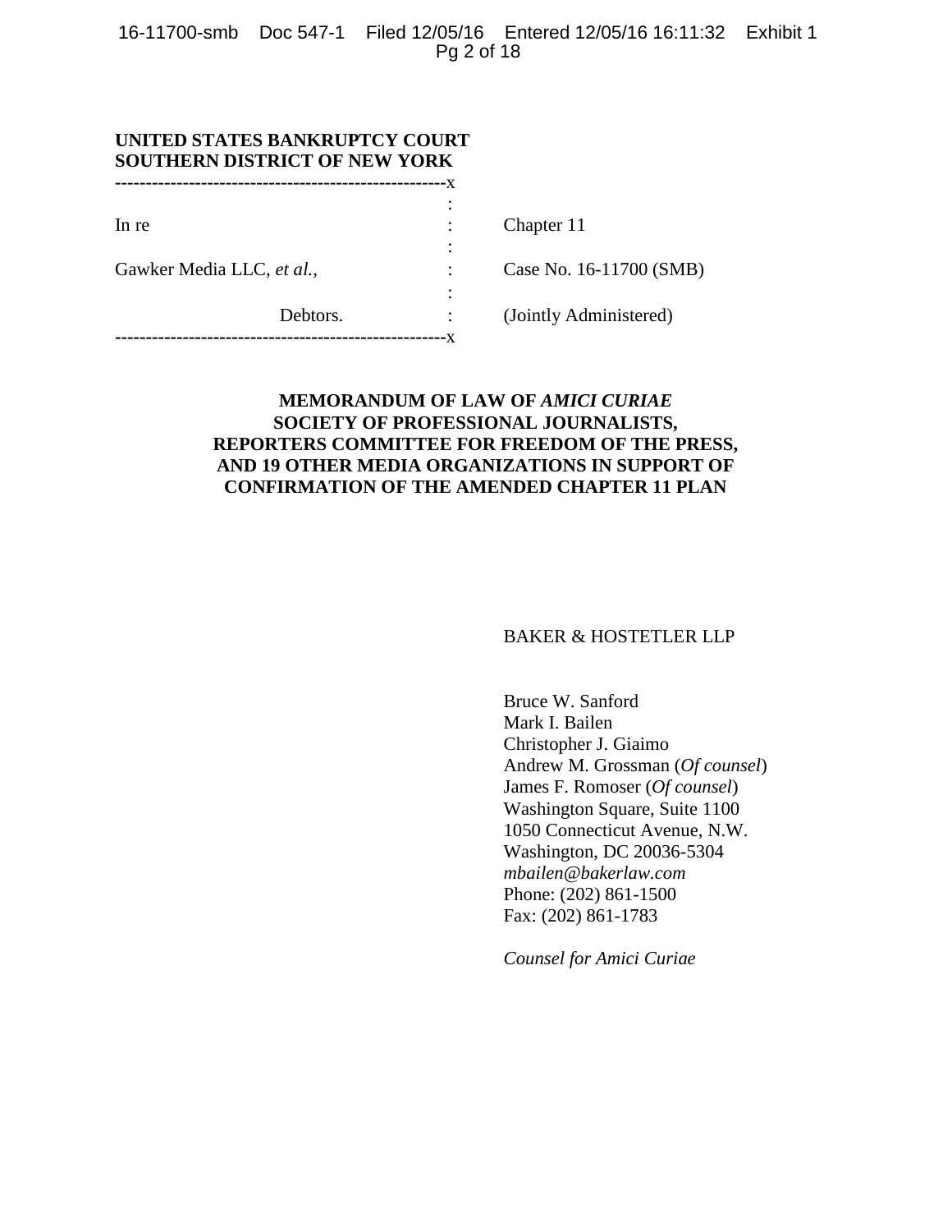**UNITED STATES BANKRUPTCY COURT**
**SOUTHERN DISTRICT OF NEW YORK**

| | | |
|---|---|---|
| In re | : | Chapter 11 |
| Gawker Media LLC, *et al.*, | : | Case No. 16-11700 (SMB) |
| Debtors. | : | (Jointly Administered) |

**MEMORANDUM OF LAW OF *AMICI CURIAE* SOCIETY OF PROFESSIONAL JOURNALISTS, REPORTERS COMMITTEE FOR FREEDOM OF THE PRESS, AND 19 OTHER MEDIA ORGANIZATIONS IN SUPPORT OF CONFIRMATION OF THE AMENDED CHAPTER 11 PLAN**

BAKER & HOSTETLER LLP

Bruce W. Sanford
Mark I. Bailen
Christopher J. Giaimo
Andrew M. Grossman (*Of counsel*)
James F. Romoser (*Of counsel*)
Washington Square, Suite 1100
1050 Connecticut Avenue, N.W.
Washington, DC 20036-5304
*mbailen@bakerlaw.com*
Phone: (202) 861-1500
Fax: (202) 861-1783

*Counsel for Amici Curiae*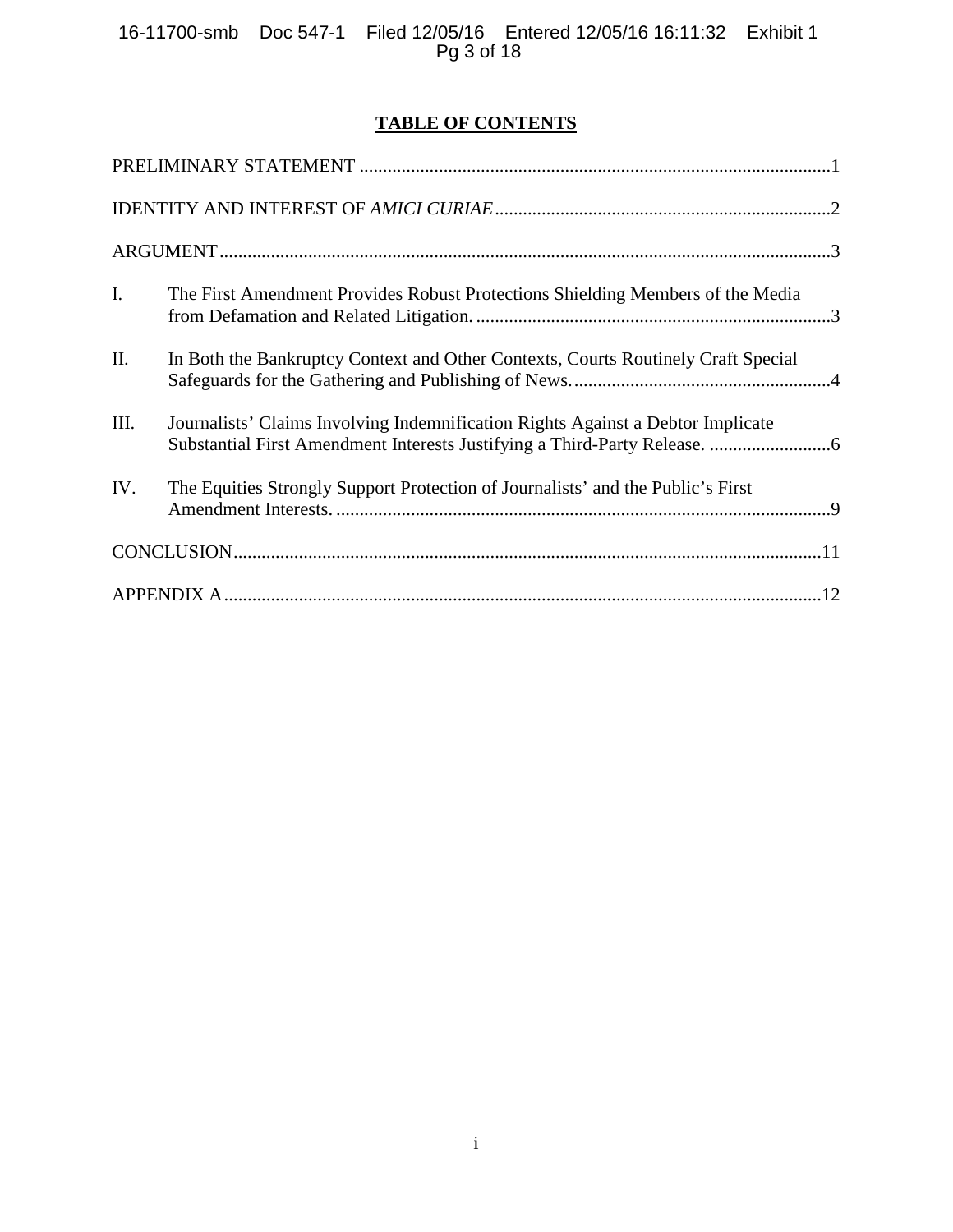# TABLE OF CONTENTS

PRELIMINARY STATEMENT ....................................................................................................1

IDENTITY AND INTEREST OF *AMICI CURIAE* ........................................................................2

ARGUMENT ..................................................................................................................................3

I. The First Amendment Provides Robust Protections Shielding Members of the Media from Defamation and Related Litigation. ............................................................................3

II. In Both the Bankruptcy Context and Other Contexts, Courts Routinely Craft Special Safeguards for the Gathering and Publishing of News. .......................................................4

III. Journalists' Claims Involving Indemnification Rights Against a Debtor Implicate Substantial First Amendment Interests Justifying a Third-Party Release. ..........................6

IV. The Equities Strongly Support Protection of Journalists' and the Public's First Amendment Interests. ..........................................................................................................9

CONCLUSION .............................................................................................................................11

APPENDIX A ...............................................................................................................................12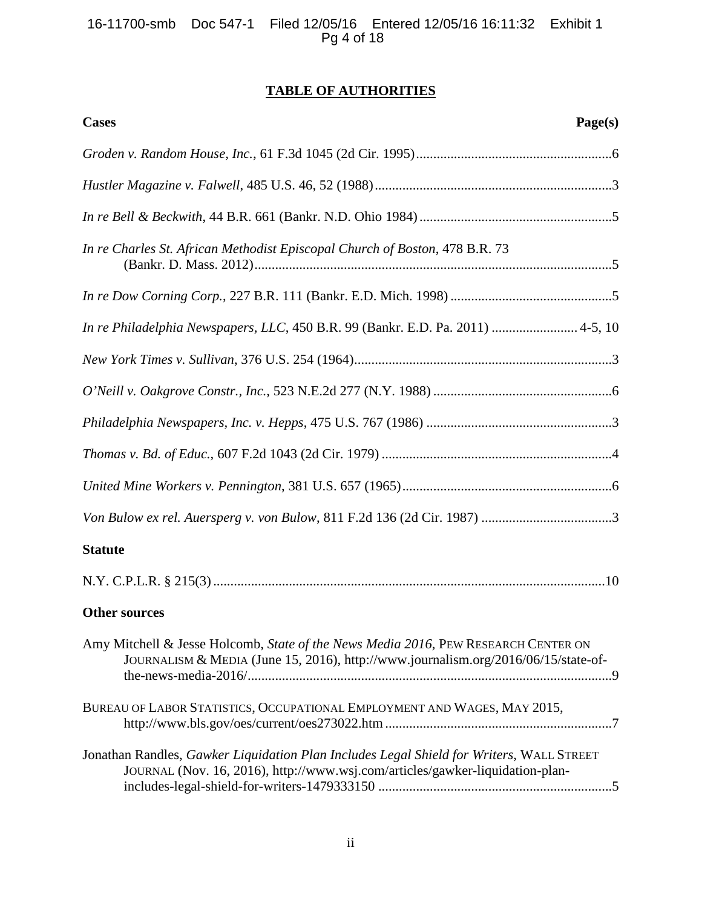# TABLE OF AUTHORITIES

| Cases | Page(s) |
|---|---|
| *Groden v. Random House, Inc.*, 61 F.3d 1045 (2d Cir. 1995) | 6 |
| *Hustler Magazine v. Falwell*, 485 U.S. 46, 52 (1988) | 3 |
| *In re Bell & Beckwith*, 44 B.R. 661 (Bankr. N.D. Ohio 1984) | 5 |
| *In re Charles St. African Methodist Episcopal Church of Boston*, 478 B.R. 73 (Bankr. D. Mass. 2012) | 5 |
| *In re Dow Corning Corp.*, 227 B.R. 111 (Bankr. E.D. Mich. 1998) | 5 |
| *In re Philadelphia Newspapers, LLC*, 450 B.R. 99 (Bankr. E.D. Pa. 2011) | 4-5, 10 |
| *New York Times v. Sullivan*, 376 U.S. 254 (1964) | 3 |
| *O'Neill v. Oakgrove Constr., Inc.*, 523 N.E.2d 277 (N.Y. 1988) | 6 |
| *Philadelphia Newspapers, Inc. v. Hepps*, 475 U.S. 767 (1986) | 3 |
| *Thomas v. Bd. of Educ.*, 607 F.2d 1043 (2d Cir. 1979) | 4 |
| *United Mine Workers v. Pennington*, 381 U.S. 657 (1965) | 6 |
| *Von Bulow ex rel. Auersperg v. von Bulow*, 811 F.2d 136 (2d Cir. 1987) | 3 |

**Statute**

| | |
|---|---|
| N.Y. C.P.L.R. § 215(3) | 10 |

**Other sources**

| | |
|---|---|
| Amy Mitchell & Jesse Holcomb, *State of the News Media 2016*, PEW RESEARCH CENTER ON JOURNALISM & MEDIA (June 15, 2016), http://www.journalism.org/2016/06/15/state-of-the-news-media-2016/ | 9 |
| BUREAU OF LABOR STATISTICS, OCCUPATIONAL EMPLOYMENT AND WAGES, MAY 2015, http://www.bls.gov/oes/current/oes273022.htm | 7 |
| Jonathan Randles, *Gawker Liquidation Plan Includes Legal Shield for Writers*, WALL STREET JOURNAL (Nov. 16, 2016), http://www.wsj.com/articles/gawker-liquidation-plan-includes-legal-shield-for-writers-1479333150 | 5 |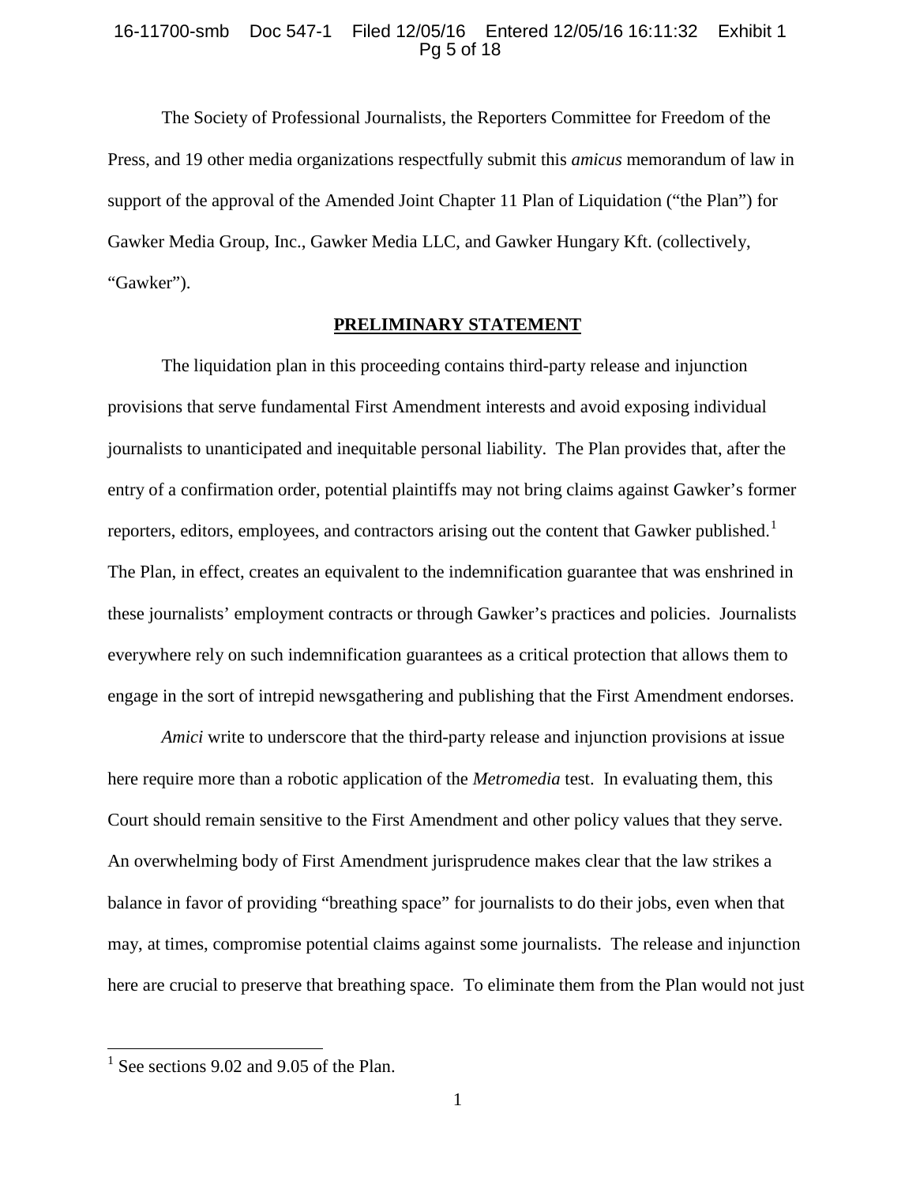The Society of Professional Journalists, the Reporters Committee for Freedom of the Press, and 19 other media organizations respectfully submit this *amicus* memorandum of law in support of the approval of the Amended Joint Chapter 11 Plan of Liquidation ("the Plan") for Gawker Media Group, Inc., Gawker Media LLC, and Gawker Hungary Kft. (collectively, "Gawker").

## PRELIMINARY STATEMENT

The liquidation plan in this proceeding contains third-party release and injunction provisions that serve fundamental First Amendment interests and avoid exposing individual journalists to unanticipated and inequitable personal liability. The Plan provides that, after the entry of a confirmation order, potential plaintiffs may not bring claims against Gawker's former reporters, editors, employees, and contractors arising out the content that Gawker published.[1] The Plan, in effect, creates an equivalent to the indemnification guarantee that was enshrined in these journalists' employment contracts or through Gawker's practices and policies. Journalists everywhere rely on such indemnification guarantees as a critical protection that allows them to engage in the sort of intrepid newsgathering and publishing that the First Amendment endorses.

*Amici* write to underscore that the third-party release and injunction provisions at issue here require more than a robotic application of the *Metromedia* test. In evaluating them, this Court should remain sensitive to the First Amendment and other policy values that they serve. An overwhelming body of First Amendment jurisprudence makes clear that the law strikes a balance in favor of providing "breathing space" for journalists to do their jobs, even when that may, at times, compromise potential claims against some journalists. The release and injunction here are crucial to preserve that breathing space. To eliminate them from the Plan would not just

[1] See sections 9.02 and 9.05 of the Plan.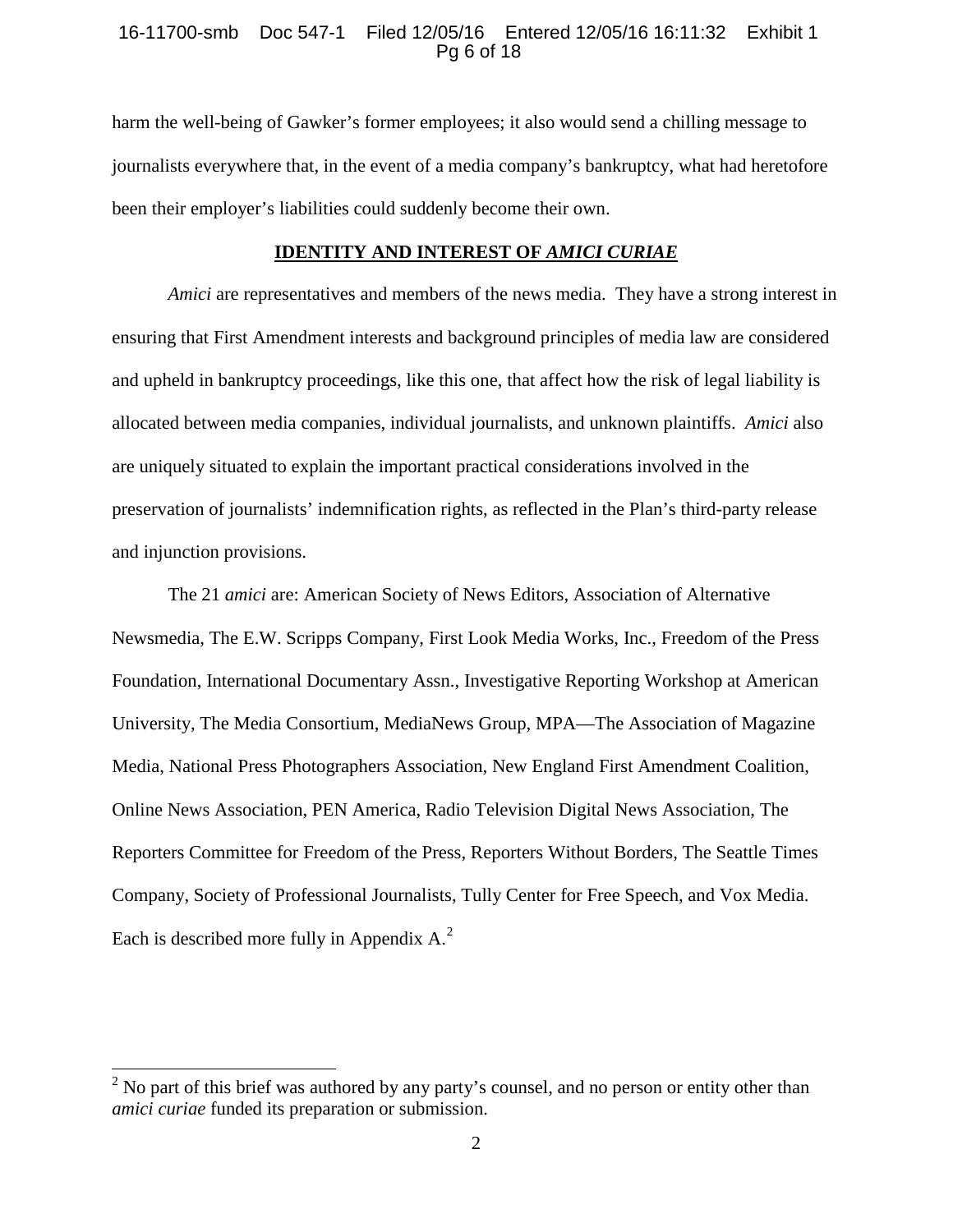harm the well-being of Gawker's former employees; it also would send a chilling message to journalists everywhere that, in the event of a media company's bankruptcy, what had heretofore been their employer's liabilities could suddenly become their own.

## **IDENTITY AND INTEREST OF *AMICI CURIAE***

*Amici* are representatives and members of the news media. They have a strong interest in ensuring that First Amendment interests and background principles of media law are considered and upheld in bankruptcy proceedings, like this one, that affect how the risk of legal liability is allocated between media companies, individual journalists, and unknown plaintiffs. *Amici* also are uniquely situated to explain the important practical considerations involved in the preservation of journalists' indemnification rights, as reflected in the Plan's third-party release and injunction provisions.

The 21 *amici* are: American Society of News Editors, Association of Alternative Newsmedia, The E.W. Scripps Company, First Look Media Works, Inc., Freedom of the Press Foundation, International Documentary Assn., Investigative Reporting Workshop at American University, The Media Consortium, MediaNews Group, MPA—The Association of Magazine Media, National Press Photographers Association, New England First Amendment Coalition, Online News Association, PEN America, Radio Television Digital News Association, The Reporters Committee for Freedom of the Press, Reporters Without Borders, The Seattle Times Company, Society of Professional Journalists, Tully Center for Free Speech, and Vox Media. Each is described more fully in Appendix A.[2]

---

[2] No part of this brief was authored by any party's counsel, and no person or entity other than *amici curiae* funded its preparation or submission.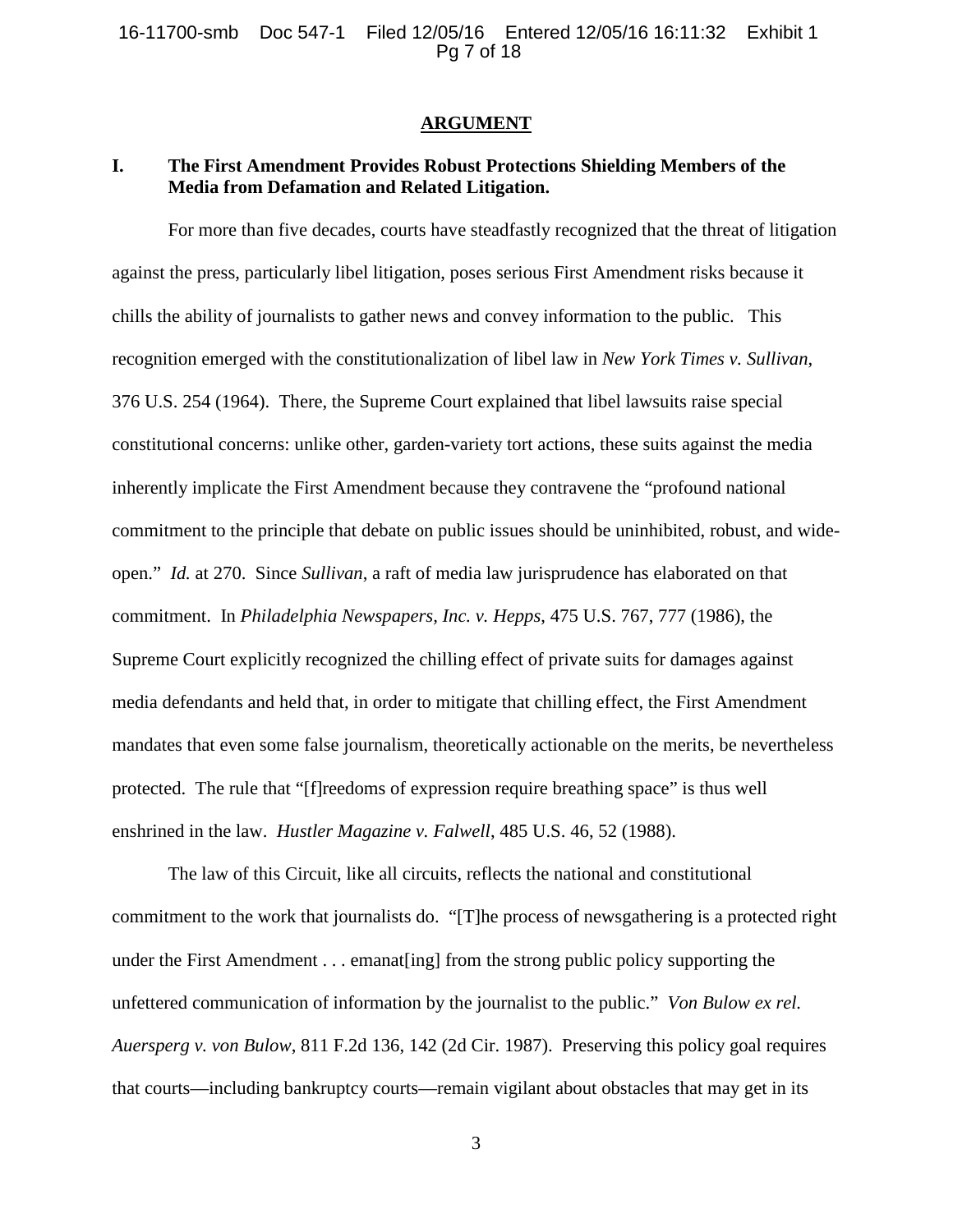## ARGUMENT

### I. The First Amendment Provides Robust Protections Shielding Members of the Media from Defamation and Related Litigation.

For more than five decades, courts have steadfastly recognized that the threat of litigation against the press, particularly libel litigation, poses serious First Amendment risks because it chills the ability of journalists to gather news and convey information to the public. This recognition emerged with the constitutionalization of libel law in *New York Times v. Sullivan*, 376 U.S. 254 (1964). There, the Supreme Court explained that libel lawsuits raise special constitutional concerns: unlike other, garden-variety tort actions, these suits against the media inherently implicate the First Amendment because they contravene the "profound national commitment to the principle that debate on public issues should be uninhibited, robust, and wide-open." *Id.* at 270. Since *Sullivan*, a raft of media law jurisprudence has elaborated on that commitment. In *Philadelphia Newspapers, Inc. v. Hepps*, 475 U.S. 767, 777 (1986), the Supreme Court explicitly recognized the chilling effect of private suits for damages against media defendants and held that, in order to mitigate that chilling effect, the First Amendment mandates that even some false journalism, theoretically actionable on the merits, be nevertheless protected. The rule that "[f]reedoms of expression require breathing space" is thus well enshrined in the law. *Hustler Magazine v. Falwell*, 485 U.S. 46, 52 (1988).

The law of this Circuit, like all circuits, reflects the national and constitutional commitment to the work that journalists do. "[T]he process of newsgathering is a protected right under the First Amendment . . . emanat[ing] from the strong public policy supporting the unfettered communication of information by the journalist to the public." *Von Bulow ex rel. Auersperg v. von Bulow*, 811 F.2d 136, 142 (2d Cir. 1987). Preserving this policy goal requires that courts—including bankruptcy courts—remain vigilant about obstacles that may get in its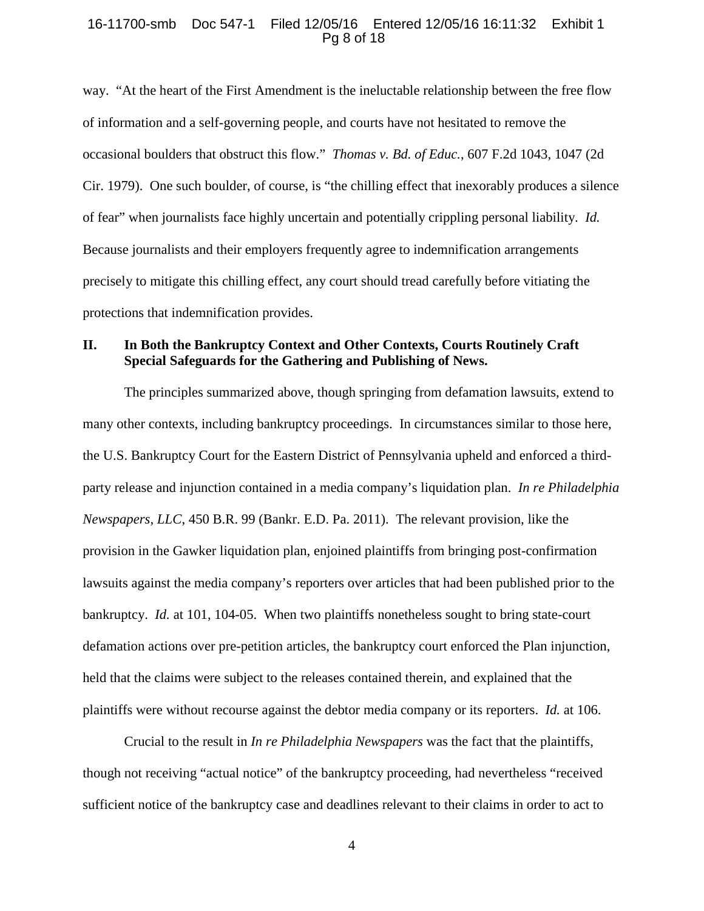way. "At the heart of the First Amendment is the ineluctable relationship between the free flow of information and a self-governing people, and courts have not hesitated to remove the occasional boulders that obstruct this flow." *Thomas v. Bd. of Educ.*, 607 F.2d 1043, 1047 (2d Cir. 1979). One such boulder, of course, is "the chilling effect that inexorably produces a silence of fear" when journalists face highly uncertain and potentially crippling personal liability. *Id.* Because journalists and their employers frequently agree to indemnification arrangements precisely to mitigate this chilling effect, any court should tread carefully before vitiating the protections that indemnification provides.

## II. In Both the Bankruptcy Context and Other Contexts, Courts Routinely Craft Special Safeguards for the Gathering and Publishing of News.

The principles summarized above, though springing from defamation lawsuits, extend to many other contexts, including bankruptcy proceedings. In circumstances similar to those here, the U.S. Bankruptcy Court for the Eastern District of Pennsylvania upheld and enforced a third-party release and injunction contained in a media company's liquidation plan. *In re Philadelphia Newspapers, LLC*, 450 B.R. 99 (Bankr. E.D. Pa. 2011). The relevant provision, like the provision in the Gawker liquidation plan, enjoined plaintiffs from bringing post-confirmation lawsuits against the media company's reporters over articles that had been published prior to the bankruptcy. *Id.* at 101, 104-05. When two plaintiffs nonetheless sought to bring state-court defamation actions over pre-petition articles, the bankruptcy court enforced the Plan injunction, held that the claims were subject to the releases contained therein, and explained that the plaintiffs were without recourse against the debtor media company or its reporters. *Id.* at 106.

Crucial to the result in *In re Philadelphia Newspapers* was the fact that the plaintiffs, though not receiving "actual notice" of the bankruptcy proceeding, had nevertheless "received sufficient notice of the bankruptcy case and deadlines relevant to their claims in order to act to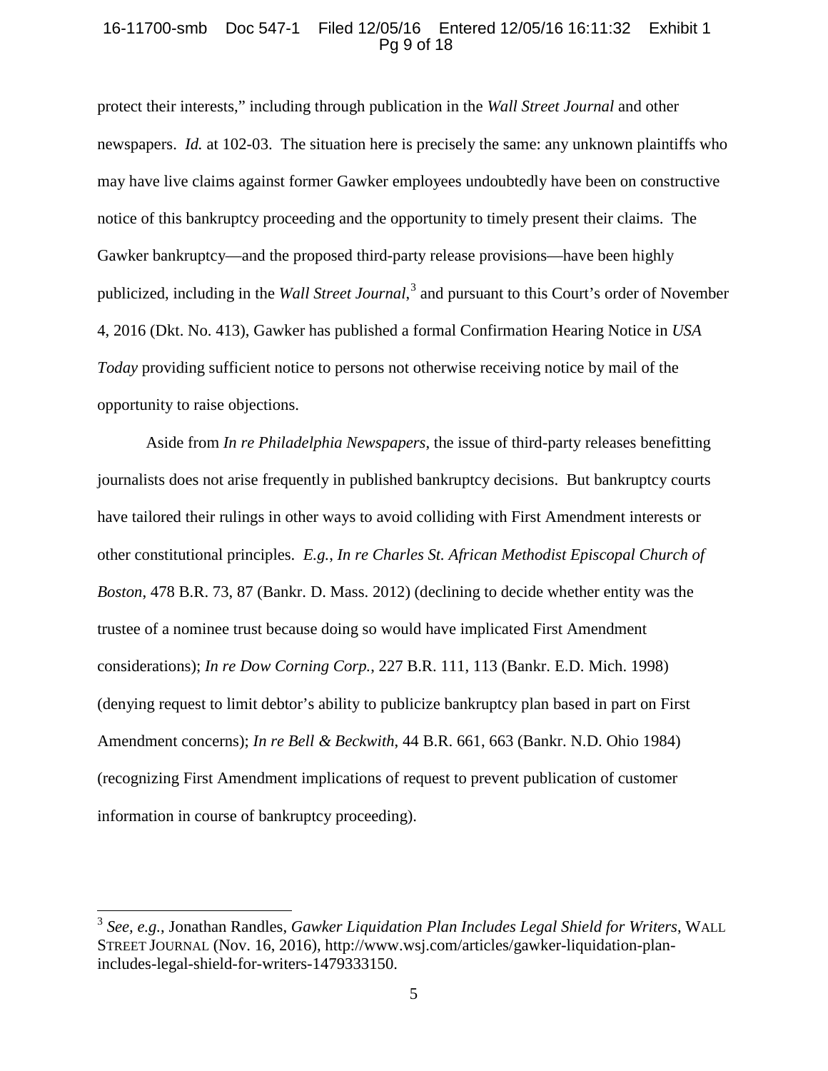protect their interests," including through publication in the *Wall Street Journal* and other newspapers. *Id.* at 102-03. The situation here is precisely the same: any unknown plaintiffs who may have live claims against former Gawker employees undoubtedly have been on constructive notice of this bankruptcy proceeding and the opportunity to timely present their claims. The Gawker bankruptcy—and the proposed third-party release provisions—have been highly publicized, including in the *Wall Street Journal*,[3] and pursuant to this Court's order of November 4, 2016 (Dkt. No. 413), Gawker has published a formal Confirmation Hearing Notice in *USA Today* providing sufficient notice to persons not otherwise receiving notice by mail of the opportunity to raise objections.

Aside from *In re Philadelphia Newspapers*, the issue of third-party releases benefitting journalists does not arise frequently in published bankruptcy decisions. But bankruptcy courts have tailored their rulings in other ways to avoid colliding with First Amendment interests or other constitutional principles. *E.g.*, *In re Charles St. African Methodist Episcopal Church of Boston*, 478 B.R. 73, 87 (Bankr. D. Mass. 2012) (declining to decide whether entity was the trustee of a nominee trust because doing so would have implicated First Amendment considerations); *In re Dow Corning Corp.*, 227 B.R. 111, 113 (Bankr. E.D. Mich. 1998) (denying request to limit debtor's ability to publicize bankruptcy plan based in part on First Amendment concerns); *In re Bell & Beckwith*, 44 B.R. 661, 663 (Bankr. N.D. Ohio 1984) (recognizing First Amendment implications of request to prevent publication of customer information in course of bankruptcy proceeding).

---

[3] *See, e.g.*, Jonathan Randles, *Gawker Liquidation Plan Includes Legal Shield for Writers*, WALL STREET JOURNAL (Nov. 16, 2016), http://www.wsj.com/articles/gawker-liquidation-plan-includes-legal-shield-for-writers-1479333150.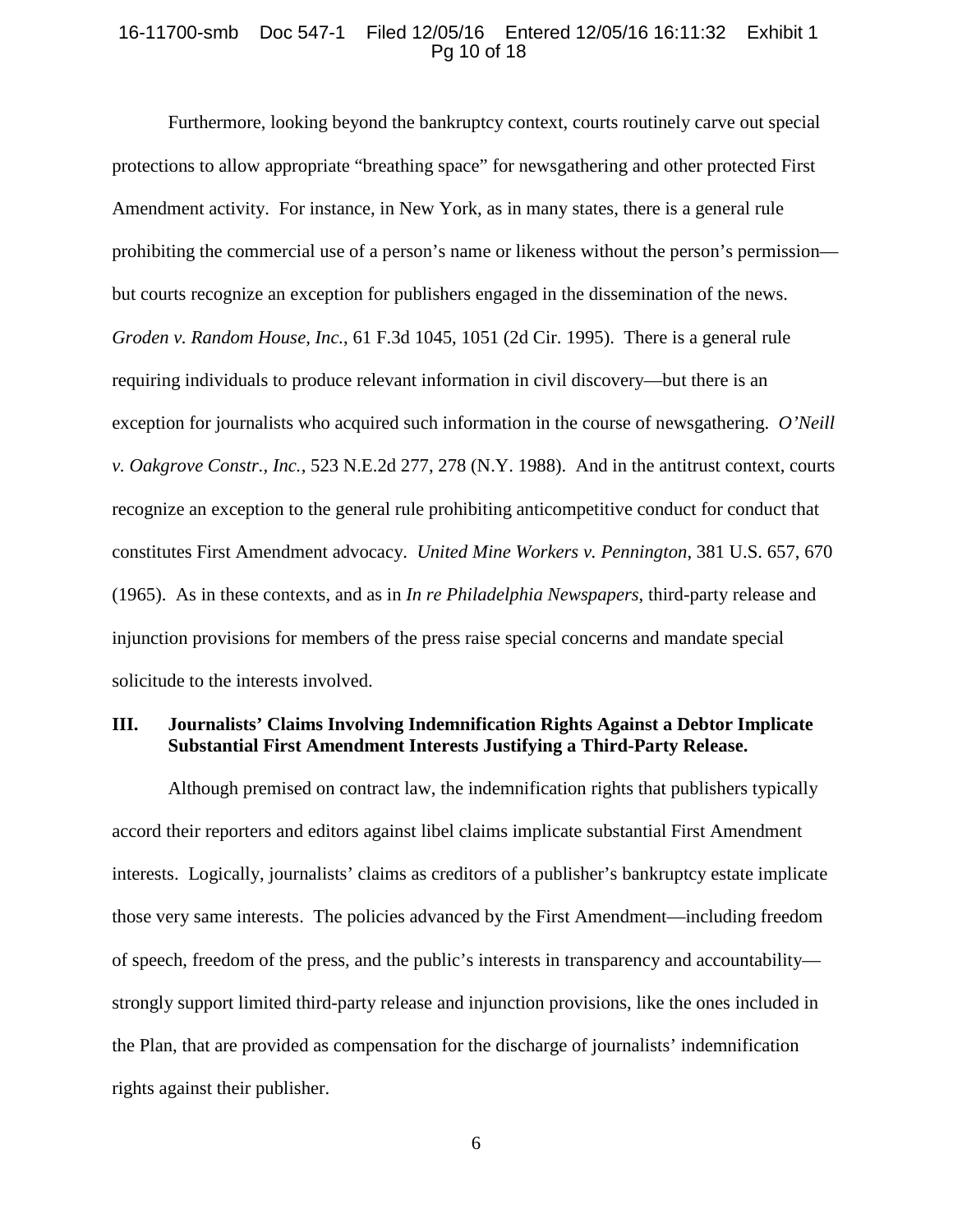Furthermore, looking beyond the bankruptcy context, courts routinely carve out special protections to allow appropriate "breathing space" for newsgathering and other protected First Amendment activity. For instance, in New York, as in many states, there is a general rule prohibiting the commercial use of a person's name or likeness without the person's permission—but courts recognize an exception for publishers engaged in the dissemination of the news. *Groden v. Random House, Inc.*, 61 F.3d 1045, 1051 (2d Cir. 1995). There is a general rule requiring individuals to produce relevant information in civil discovery—but there is an exception for journalists who acquired such information in the course of newsgathering. *O'Neill v. Oakgrove Constr., Inc.*, 523 N.E.2d 277, 278 (N.Y. 1988). And in the antitrust context, courts recognize an exception to the general rule prohibiting anticompetitive conduct for conduct that constitutes First Amendment advocacy. *United Mine Workers v. Pennington*, 381 U.S. 657, 670 (1965). As in these contexts, and as in *In re Philadelphia Newspapers*, third-party release and injunction provisions for members of the press raise special concerns and mandate special solicitude to the interests involved.

## III. Journalists' Claims Involving Indemnification Rights Against a Debtor Implicate Substantial First Amendment Interests Justifying a Third-Party Release.

Although premised on contract law, the indemnification rights that publishers typically accord their reporters and editors against libel claims implicate substantial First Amendment interests. Logically, journalists' claims as creditors of a publisher's bankruptcy estate implicate those very same interests. The policies advanced by the First Amendment—including freedom of speech, freedom of the press, and the public's interests in transparency and accountability—strongly support limited third-party release and injunction provisions, like the ones included in the Plan, that are provided as compensation for the discharge of journalists' indemnification rights against their publisher.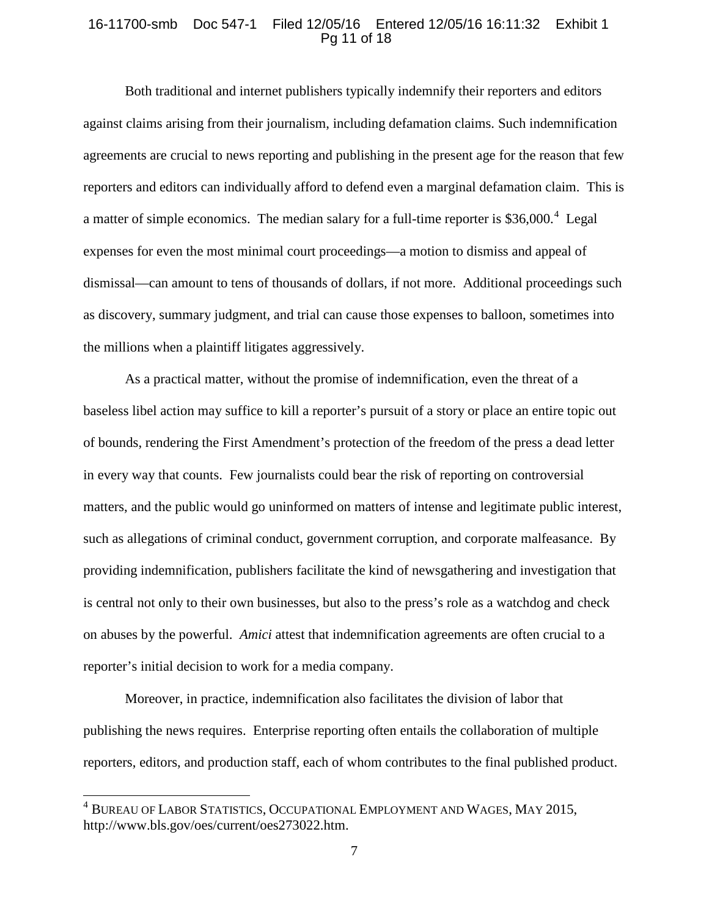Both traditional and internet publishers typically indemnify their reporters and editors against claims arising from their journalism, including defamation claims. Such indemnification agreements are crucial to news reporting and publishing in the present age for the reason that few reporters and editors can individually afford to defend even a marginal defamation claim. This is a matter of simple economics. The median salary for a full-time reporter is $36,000.[4] Legal expenses for even the most minimal court proceedings—a motion to dismiss and appeal of dismissal—can amount to tens of thousands of dollars, if not more. Additional proceedings such as discovery, summary judgment, and trial can cause those expenses to balloon, sometimes into the millions when a plaintiff litigates aggressively.

As a practical matter, without the promise of indemnification, even the threat of a baseless libel action may suffice to kill a reporter's pursuit of a story or place an entire topic out of bounds, rendering the First Amendment's protection of the freedom of the press a dead letter in every way that counts. Few journalists could bear the risk of reporting on controversial matters, and the public would go uninformed on matters of intense and legitimate public interest, such as allegations of criminal conduct, government corruption, and corporate malfeasance. By providing indemnification, publishers facilitate the kind of newsgathering and investigation that is central not only to their own businesses, but also to the press's role as a watchdog and check on abuses by the powerful. *Amici* attest that indemnification agreements are often crucial to a reporter's initial decision to work for a media company.

Moreover, in practice, indemnification also facilitates the division of labor that publishing the news requires. Enterprise reporting often entails the collaboration of multiple reporters, editors, and production staff, each of whom contributes to the final published product.

---

[4] Bureau of Labor Statistics, Occupational Employment and Wages, May 2015, http://www.bls.gov/oes/current/oes273022.htm.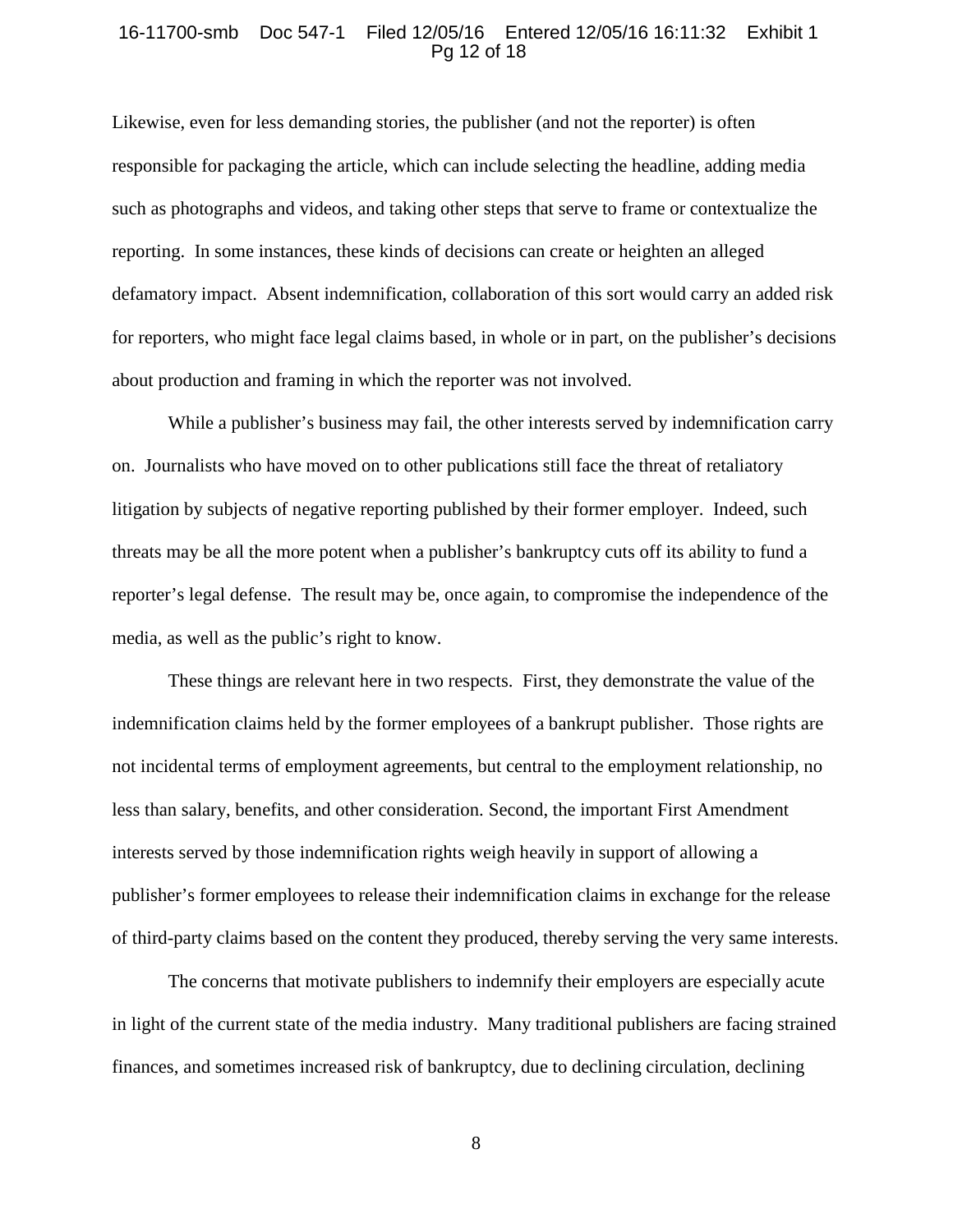Likewise, even for less demanding stories, the publisher (and not the reporter) is often responsible for packaging the article, which can include selecting the headline, adding media such as photographs and videos, and taking other steps that serve to frame or contextualize the reporting. In some instances, these kinds of decisions can create or heighten an alleged defamatory impact. Absent indemnification, collaboration of this sort would carry an added risk for reporters, who might face legal claims based, in whole or in part, on the publisher's decisions about production and framing in which the reporter was not involved.

While a publisher's business may fail, the other interests served by indemnification carry on. Journalists who have moved on to other publications still face the threat of retaliatory litigation by subjects of negative reporting published by their former employer. Indeed, such threats may be all the more potent when a publisher's bankruptcy cuts off its ability to fund a reporter's legal defense. The result may be, once again, to compromise the independence of the media, as well as the public's right to know.

These things are relevant here in two respects. First, they demonstrate the value of the indemnification claims held by the former employees of a bankrupt publisher. Those rights are not incidental terms of employment agreements, but central to the employment relationship, no less than salary, benefits, and other consideration. Second, the important First Amendment interests served by those indemnification rights weigh heavily in support of allowing a publisher's former employees to release their indemnification claims in exchange for the release of third-party claims based on the content they produced, thereby serving the very same interests.

The concerns that motivate publishers to indemnify their employers are especially acute in light of the current state of the media industry. Many traditional publishers are facing strained finances, and sometimes increased risk of bankruptcy, due to declining circulation, declining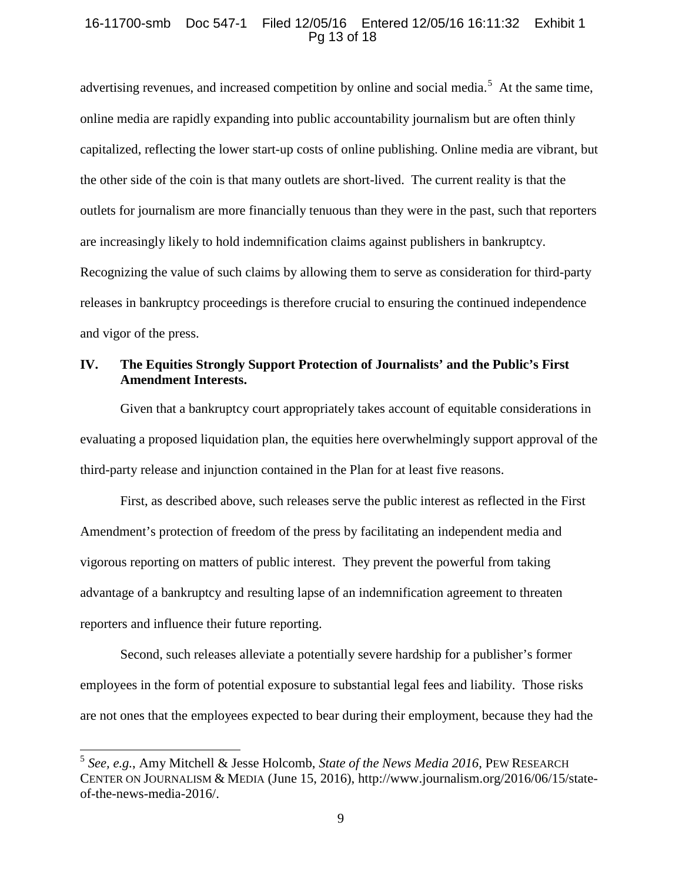advertising revenues, and increased competition by online and social media.[5] At the same time, online media are rapidly expanding into public accountability journalism but are often thinly capitalized, reflecting the lower start-up costs of online publishing. Online media are vibrant, but the other side of the coin is that many outlets are short-lived. The current reality is that the outlets for journalism are more financially tenuous than they were in the past, such that reporters are increasingly likely to hold indemnification claims against publishers in bankruptcy. Recognizing the value of such claims by allowing them to serve as consideration for third-party releases in bankruptcy proceedings is therefore crucial to ensuring the continued independence and vigor of the press.

## IV. The Equities Strongly Support Protection of Journalists' and the Public's First Amendment Interests.

Given that a bankruptcy court appropriately takes account of equitable considerations in evaluating a proposed liquidation plan, the equities here overwhelmingly support approval of the third-party release and injunction contained in the Plan for at least five reasons.

First, as described above, such releases serve the public interest as reflected in the First Amendment's protection of freedom of the press by facilitating an independent media and vigorous reporting on matters of public interest. They prevent the powerful from taking advantage of a bankruptcy and resulting lapse of an indemnification agreement to threaten reporters and influence their future reporting.

Second, such releases alleviate a potentially severe hardship for a publisher's former employees in the form of potential exposure to substantial legal fees and liability. Those risks are not ones that the employees expected to bear during their employment, because they had the

---

[5] *See, e.g.*, Amy Mitchell & Jesse Holcomb, *State of the News Media 2016*, PEW RESEARCH CENTER ON JOURNALISM & MEDIA (June 15, 2016), http://www.journalism.org/2016/06/15/state-of-the-news-media-2016/.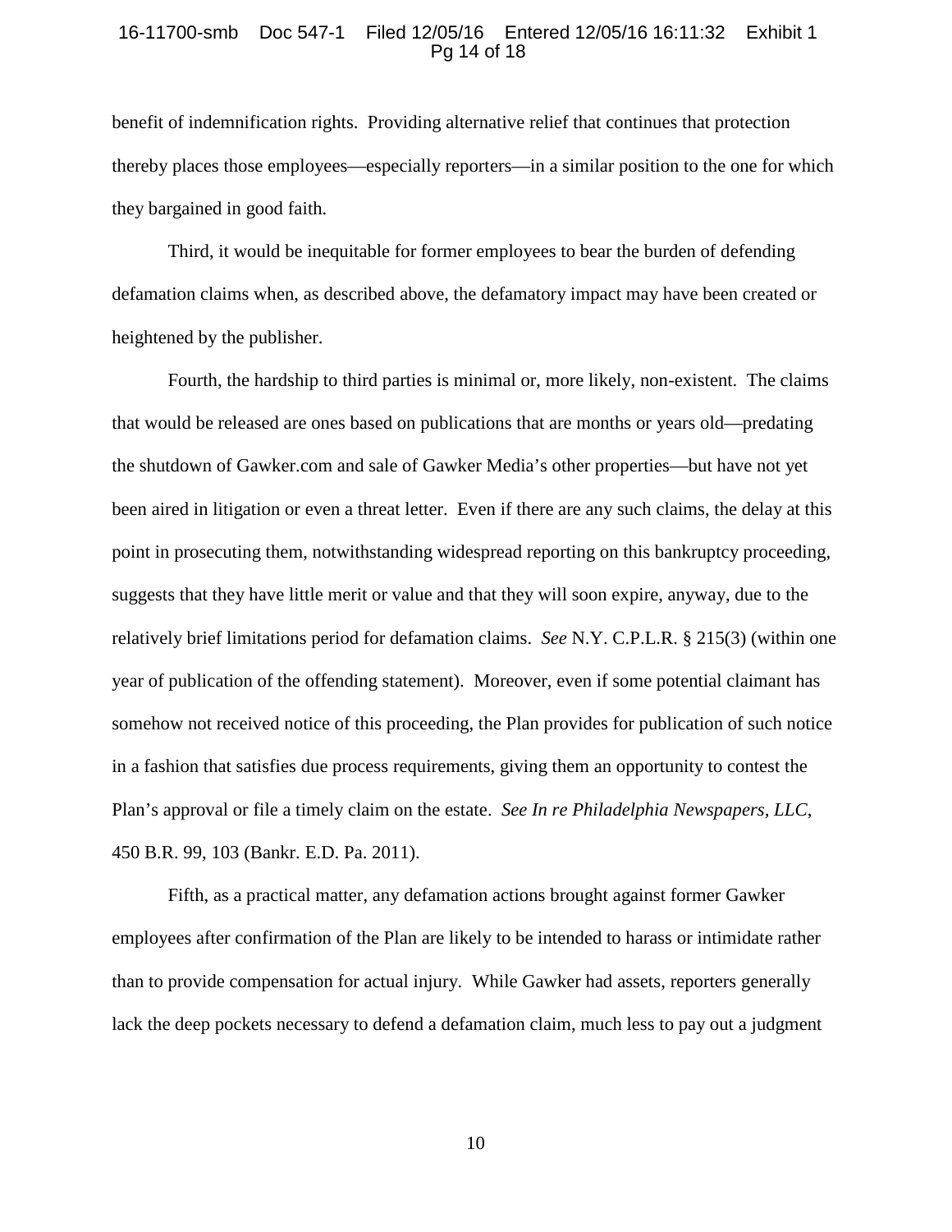benefit of indemnification rights. Providing alternative relief that continues that protection thereby places those employees—especially reporters—in a similar position to the one for which they bargained in good faith.

Third, it would be inequitable for former employees to bear the burden of defending defamation claims when, as described above, the defamatory impact may have been created or heightened by the publisher.

Fourth, the hardship to third parties is minimal or, more likely, non-existent. The claims that would be released are ones based on publications that are months or years old—predating the shutdown of Gawker.com and sale of Gawker Media's other properties—but have not yet been aired in litigation or even a threat letter. Even if there are any such claims, the delay at this point in prosecuting them, notwithstanding widespread reporting on this bankruptcy proceeding, suggests that they have little merit or value and that they will soon expire, anyway, due to the relatively brief limitations period for defamation claims. *See* N.Y. C.P.L.R. § 215(3) (within one year of publication of the offending statement). Moreover, even if some potential claimant has somehow not received notice of this proceeding, the Plan provides for publication of such notice in a fashion that satisfies due process requirements, giving them an opportunity to contest the Plan's approval or file a timely claim on the estate. *See In re Philadelphia Newspapers, LLC*, 450 B.R. 99, 103 (Bankr. E.D. Pa. 2011).

Fifth, as a practical matter, any defamation actions brought against former Gawker employees after confirmation of the Plan are likely to be intended to harass or intimidate rather than to provide compensation for actual injury. While Gawker had assets, reporters generally lack the deep pockets necessary to defend a defamation claim, much less to pay out a judgment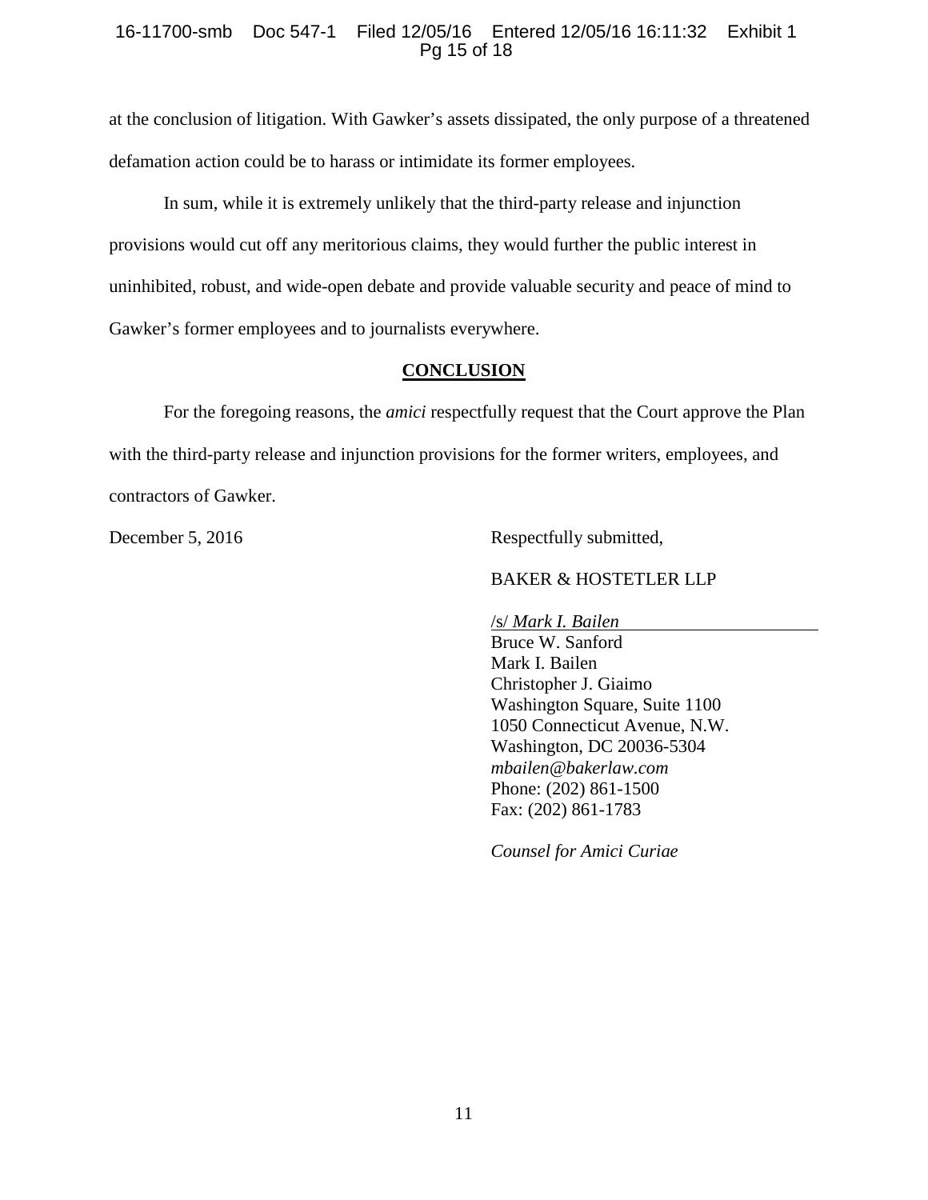at the conclusion of litigation. With Gawker's assets dissipated, the only purpose of a threatened defamation action could be to harass or intimidate its former employees.

In sum, while it is extremely unlikely that the third-party release and injunction provisions would cut off any meritorious claims, they would further the public interest in uninhibited, robust, and wide-open debate and provide valuable security and peace of mind to Gawker's former employees and to journalists everywhere.

## CONCLUSION

For the foregoing reasons, the *amici* respectfully request that the Court approve the Plan with the third-party release and injunction provisions for the former writers, employees, and contractors of Gawker.

December 5, 2016

Respectfully submitted,

BAKER & HOSTETLER LLP

/s/ *Mark I. Bailen*
Bruce W. Sanford
Mark I. Bailen
Christopher J. Giaimo
Washington Square, Suite 1100
1050 Connecticut Avenue, N.W.
Washington, DC 20036-5304
*mbailen@bakerlaw.com*
Phone: (202) 861-1500
Fax: (202) 861-1783

*Counsel for Amici Curiae*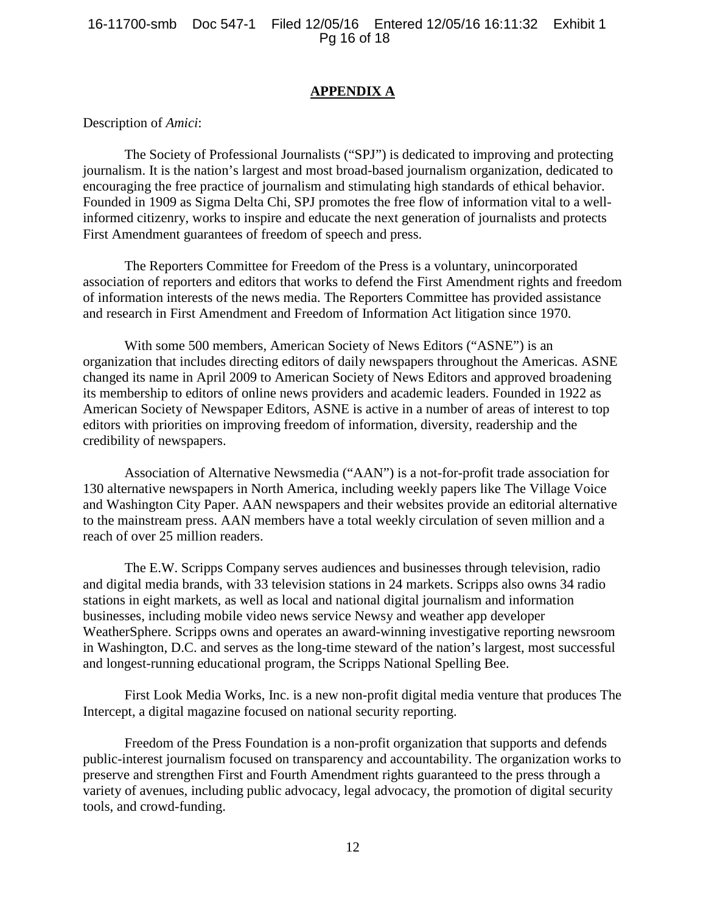## APPENDIX A

Description of *Amici*:

The Society of Professional Journalists ("SPJ") is dedicated to improving and protecting journalism. It is the nation's largest and most broad-based journalism organization, dedicated to encouraging the free practice of journalism and stimulating high standards of ethical behavior. Founded in 1909 as Sigma Delta Chi, SPJ promotes the free flow of information vital to a well-informed citizenry, works to inspire and educate the next generation of journalists and protects First Amendment guarantees of freedom of speech and press.

The Reporters Committee for Freedom of the Press is a voluntary, unincorporated association of reporters and editors that works to defend the First Amendment rights and freedom of information interests of the news media. The Reporters Committee has provided assistance and research in First Amendment and Freedom of Information Act litigation since 1970.

With some 500 members, American Society of News Editors ("ASNE") is an organization that includes directing editors of daily newspapers throughout the Americas. ASNE changed its name in April 2009 to American Society of News Editors and approved broadening its membership to editors of online news providers and academic leaders. Founded in 1922 as American Society of Newspaper Editors, ASNE is active in a number of areas of interest to top editors with priorities on improving freedom of information, diversity, readership and the credibility of newspapers.

Association of Alternative Newsmedia ("AAN") is a not-for-profit trade association for 130 alternative newspapers in North America, including weekly papers like The Village Voice and Washington City Paper. AAN newspapers and their websites provide an editorial alternative to the mainstream press. AAN members have a total weekly circulation of seven million and a reach of over 25 million readers.

The E.W. Scripps Company serves audiences and businesses through television, radio and digital media brands, with 33 television stations in 24 markets. Scripps also owns 34 radio stations in eight markets, as well as local and national digital journalism and information businesses, including mobile video news service Newsy and weather app developer WeatherSphere. Scripps owns and operates an award-winning investigative reporting newsroom in Washington, D.C. and serves as the long-time steward of the nation's largest, most successful and longest-running educational program, the Scripps National Spelling Bee.

First Look Media Works, Inc. is a new non-profit digital media venture that produces The Intercept, a digital magazine focused on national security reporting.

Freedom of the Press Foundation is a non-profit organization that supports and defends public-interest journalism focused on transparency and accountability. The organization works to preserve and strengthen First and Fourth Amendment rights guaranteed to the press through a variety of avenues, including public advocacy, legal advocacy, the promotion of digital security tools, and crowd-funding.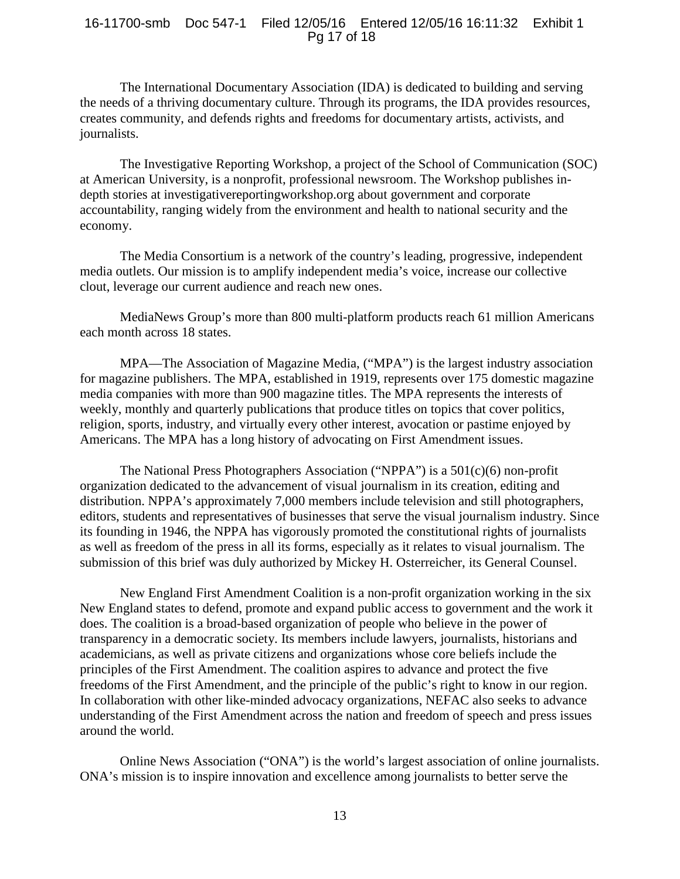The International Documentary Association (IDA) is dedicated to building and serving the needs of a thriving documentary culture. Through its programs, the IDA provides resources, creates community, and defends rights and freedoms for documentary artists, activists, and journalists.

The Investigative Reporting Workshop, a project of the School of Communication (SOC) at American University, is a nonprofit, professional newsroom. The Workshop publishes in-depth stories at investigativereportingworkshop.org about government and corporate accountability, ranging widely from the environment and health to national security and the economy.

The Media Consortium is a network of the country's leading, progressive, independent media outlets. Our mission is to amplify independent media's voice, increase our collective clout, leverage our current audience and reach new ones.

MediaNews Group's more than 800 multi-platform products reach 61 million Americans each month across 18 states.

MPA—The Association of Magazine Media, ("MPA") is the largest industry association for magazine publishers. The MPA, established in 1919, represents over 175 domestic magazine media companies with more than 900 magazine titles. The MPA represents the interests of weekly, monthly and quarterly publications that produce titles on topics that cover politics, religion, sports, industry, and virtually every other interest, avocation or pastime enjoyed by Americans. The MPA has a long history of advocating on First Amendment issues.

The National Press Photographers Association ("NPPA") is a 501(c)(6) non-profit organization dedicated to the advancement of visual journalism in its creation, editing and distribution. NPPA's approximately 7,000 members include television and still photographers, editors, students and representatives of businesses that serve the visual journalism industry. Since its founding in 1946, the NPPA has vigorously promoted the constitutional rights of journalists as well as freedom of the press in all its forms, especially as it relates to visual journalism. The submission of this brief was duly authorized by Mickey H. Osterreicher, its General Counsel.

New England First Amendment Coalition is a non-profit organization working in the six New England states to defend, promote and expand public access to government and the work it does. The coalition is a broad-based organization of people who believe in the power of transparency in a democratic society. Its members include lawyers, journalists, historians and academicians, as well as private citizens and organizations whose core beliefs include the principles of the First Amendment. The coalition aspires to advance and protect the five freedoms of the First Amendment, and the principle of the public's right to know in our region. In collaboration with other like-minded advocacy organizations, NEFAC also seeks to advance understanding of the First Amendment across the nation and freedom of speech and press issues around the world.

Online News Association ("ONA") is the world's largest association of online journalists. ONA's mission is to inspire innovation and excellence among journalists to better serve the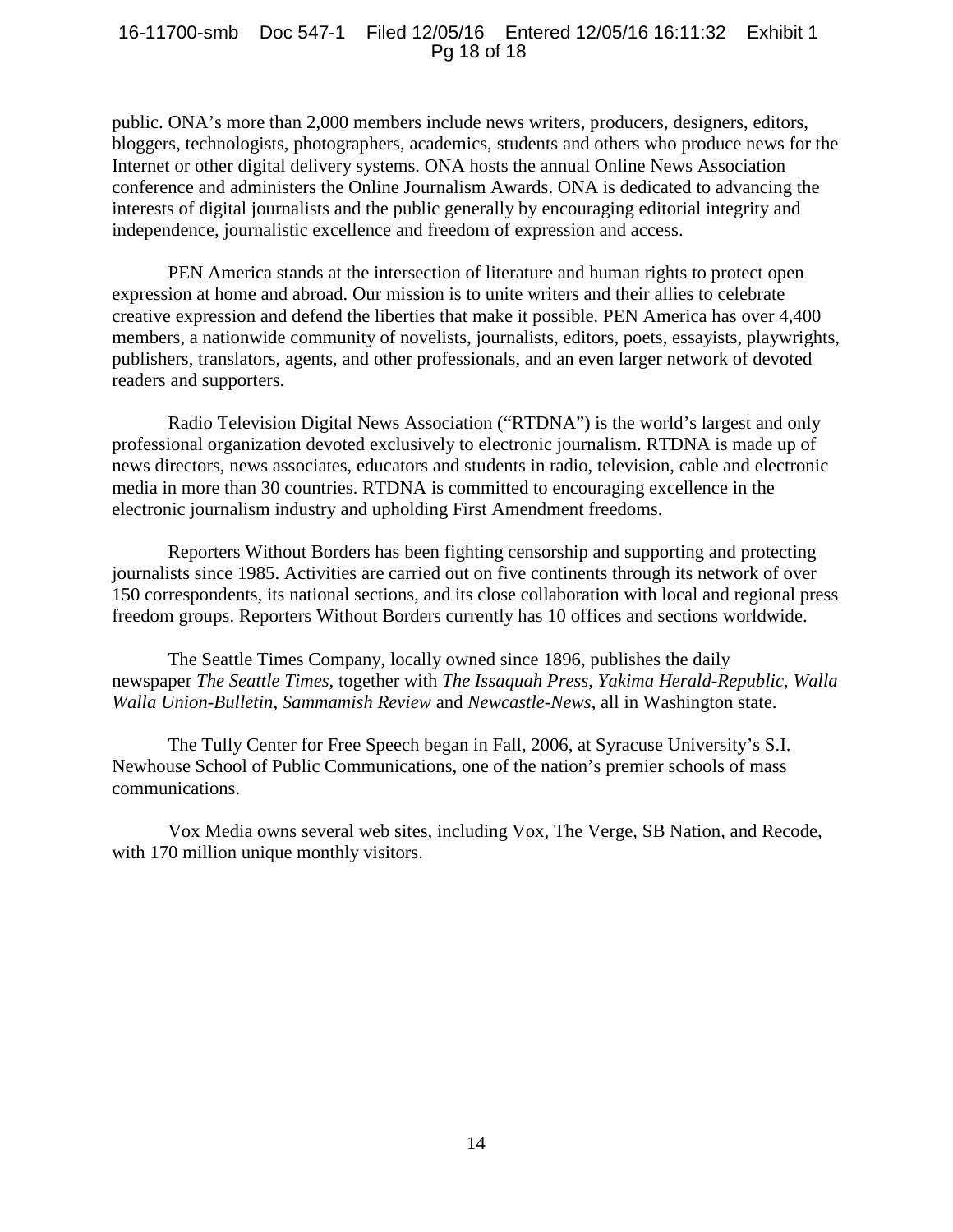public. ONA's more than 2,000 members include news writers, producers, designers, editors, bloggers, technologists, photographers, academics, students and others who produce news for the Internet or other digital delivery systems. ONA hosts the annual Online News Association conference and administers the Online Journalism Awards. ONA is dedicated to advancing the interests of digital journalists and the public generally by encouraging editorial integrity and independence, journalistic excellence and freedom of expression and access.

PEN America stands at the intersection of literature and human rights to protect open expression at home and abroad. Our mission is to unite writers and their allies to celebrate creative expression and defend the liberties that make it possible. PEN America has over 4,400 members, a nationwide community of novelists, journalists, editors, poets, essayists, playwrights, publishers, translators, agents, and other professionals, and an even larger network of devoted readers and supporters.

Radio Television Digital News Association ("RTDNA") is the world's largest and only professional organization devoted exclusively to electronic journalism. RTDNA is made up of news directors, news associates, educators and students in radio, television, cable and electronic media in more than 30 countries. RTDNA is committed to encouraging excellence in the electronic journalism industry and upholding First Amendment freedoms.

Reporters Without Borders has been fighting censorship and supporting and protecting journalists since 1985. Activities are carried out on five continents through its network of over 150 correspondents, its national sections, and its close collaboration with local and regional press freedom groups. Reporters Without Borders currently has 10 offices and sections worldwide.

The Seattle Times Company, locally owned since 1896, publishes the daily newspaper *The Seattle Times*, together with *The Issaquah Press*, *Yakima Herald-Republic*, *Walla Walla Union-Bulletin*, *Sammamish Review* and *Newcastle-News*, all in Washington state.

The Tully Center for Free Speech began in Fall, 2006, at Syracuse University's S.I. Newhouse School of Public Communications, one of the nation's premier schools of mass communications.

Vox Media owns several web sites, including Vox, The Verge, SB Nation, and Recode, with 170 million unique monthly visitors.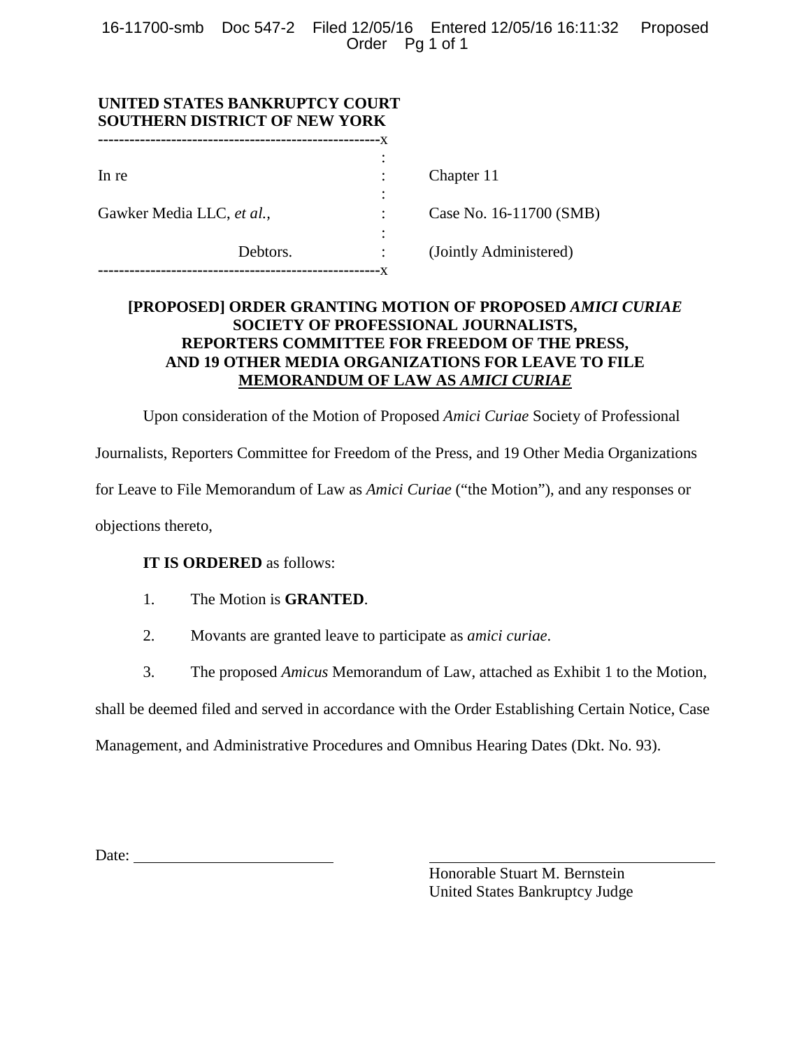**UNITED STATES BANKRUPTCY COURT**
**SOUTHERN DISTRICT OF NEW YORK**

| | | |
|---|---|---|
| In re | : | Chapter 11 |
| Gawker Media LLC, *et al.*, | : | Case No. 16-11700 (SMB) |
| Debtors. | : | (Jointly Administered) |

**[PROPOSED] ORDER GRANTING MOTION OF PROPOSED *AMICI CURIAE* SOCIETY OF PROFESSIONAL JOURNALISTS, REPORTERS COMMITTEE FOR FREEDOM OF THE PRESS, AND 19 OTHER MEDIA ORGANIZATIONS FOR LEAVE TO FILE MEMORANDUM OF LAW AS *AMICI CURIAE***

Upon consideration of the Motion of Proposed *Amici Curiae* Society of Professional Journalists, Reporters Committee for Freedom of the Press, and 19 Other Media Organizations for Leave to File Memorandum of Law as *Amici Curiae* ("the Motion"), and any responses or objections thereto,

**IT IS ORDERED** as follows:

1. The Motion is **GRANTED**.

2. Movants are granted leave to participate as *amici curiae*.

3. The proposed *Amicus* Memorandum of Law, attached as Exhibit 1 to the Motion, shall be deemed filed and served in accordance with the Order Establishing Certain Notice, Case Management, and Administrative Procedures and Omnibus Hearing Dates (Dkt. No. 93).

Date: ____________________

____________________________
Honorable Stuart M. Bernstein
United States Bankruptcy Judge